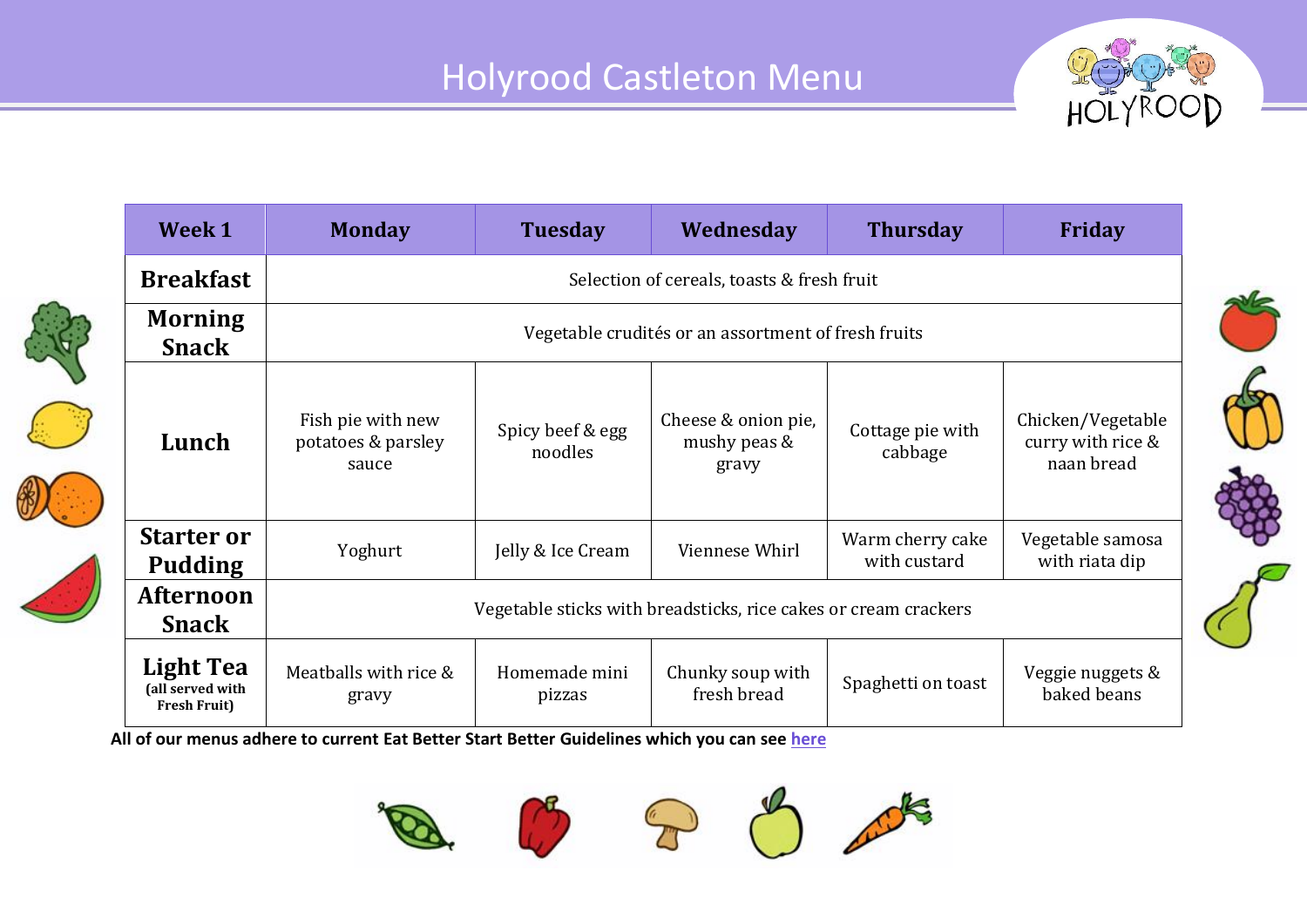# Holyrood Castleton Menu

| Week 1 | Monday | Tuesday | Wednesday | Thursday | Friday |
|---|---|---|---|---|---|
| **Breakfast** | Selection of cereals, toasts & fresh fruit | | | | |
| **Morning Snack** | Vegetable crudités or an assortment of fresh fruits | | | | |
| **Lunch** | Fish pie with new potatoes & parsley sauce | Spicy beef & egg noodles | Cheese & onion pie, mushy peas & gravy | Cottage pie with cabbage | Chicken/Vegetable curry with rice & naan bread |
| **Starter or Pudding** | Yoghurt | Jelly & Ice Cream | Viennese Whirl | Warm cherry cake with custard | Vegetable samosa with riata dip |
| **Afternoon Snack** | Vegetable sticks with breadsticks, rice cakes or cream crackers | | | | |
| **Light Tea** (all served with Fresh Fruit) | Meatballs with rice & gravy | Homemade mini pizzas | Chunky soup with fresh bread | Spaghetti on toast | Veggie nuggets & baked beans |

**All of our menus adhere to current Eat Better Start Better Guidelines which you can see here**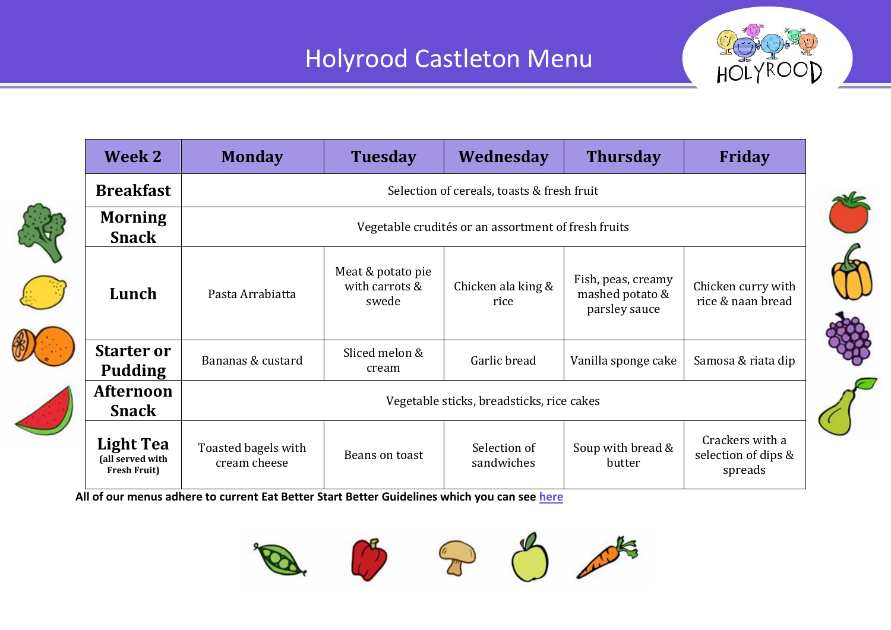# Holyrood Castleton Menu

| Week 2 | Monday | Tuesday | Wednesday | Thursday | Friday |
| --- | --- | --- | --- | --- | --- |
| **Breakfast** | Selection of cereals, toasts & fresh fruit | | | | |
| **Morning Snack** | Vegetable crudités or an assortment of fresh fruits | | | | |
| **Lunch** | Pasta Arrabiatta | Meat & potato pie with carrots & swede | Chicken ala king & rice | Fish, peas, creamy mashed potato & parsley sauce | Chicken curry with rice & naan bread |
| **Starter or Pudding** | Bananas & custard | Sliced melon & cream | Garlic bread | Vanilla sponge cake | Samosa & riata dip |
| **Afternoon Snack** | Vegetable sticks, breadsticks, rice cakes | | | | |
| **Light Tea** (all served with Fresh Fruit) | Toasted bagels with cream cheese | Beans on toast | Selection of sandwiches | Soup with bread & butter | Crackers with a selection of dips & spreads |

**All of our menus adhere to current Eat Better Start Better Guidelines which you can see here**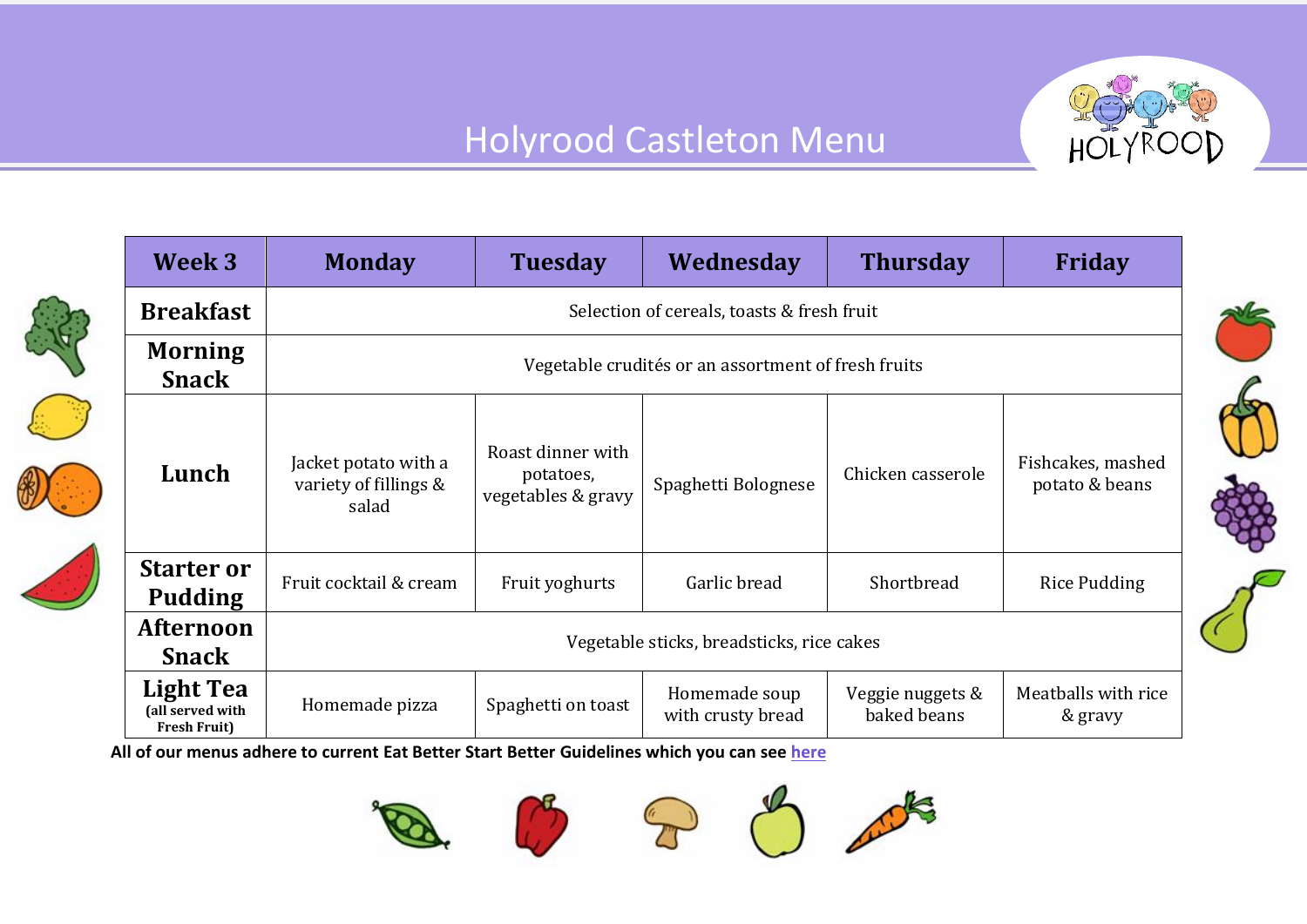# Holyrood Castleton Menu

| Week 3 | Monday | Tuesday | Wednesday | Thursday | Friday |
|---|---|---|---|---|---|
| **Breakfast** | Selection of cereals, toasts & fresh fruit | | | | |
| **Morning Snack** | Vegetable crudités or an assortment of fresh fruits | | | | |
| **Lunch** | Jacket potato with a variety of fillings & salad | Roast dinner with potatoes, vegetables & gravy | Spaghetti Bolognese | Chicken casserole | Fishcakes, mashed potato & beans |
| **Starter or Pudding** | Fruit cocktail & cream | Fruit yoghurts | Garlic bread | Shortbread | Rice Pudding |
| **Afternoon Snack** | Vegetable sticks, breadsticks, rice cakes | | | | |
| **Light Tea** (all served with Fresh Fruit) | Homemade pizza | Spaghetti on toast | Homemade soup with crusty bread | Veggie nuggets & baked beans | Meatballs with rice & gravy |

**All of our menus adhere to current Eat Better Start Better Guidelines which you can see here**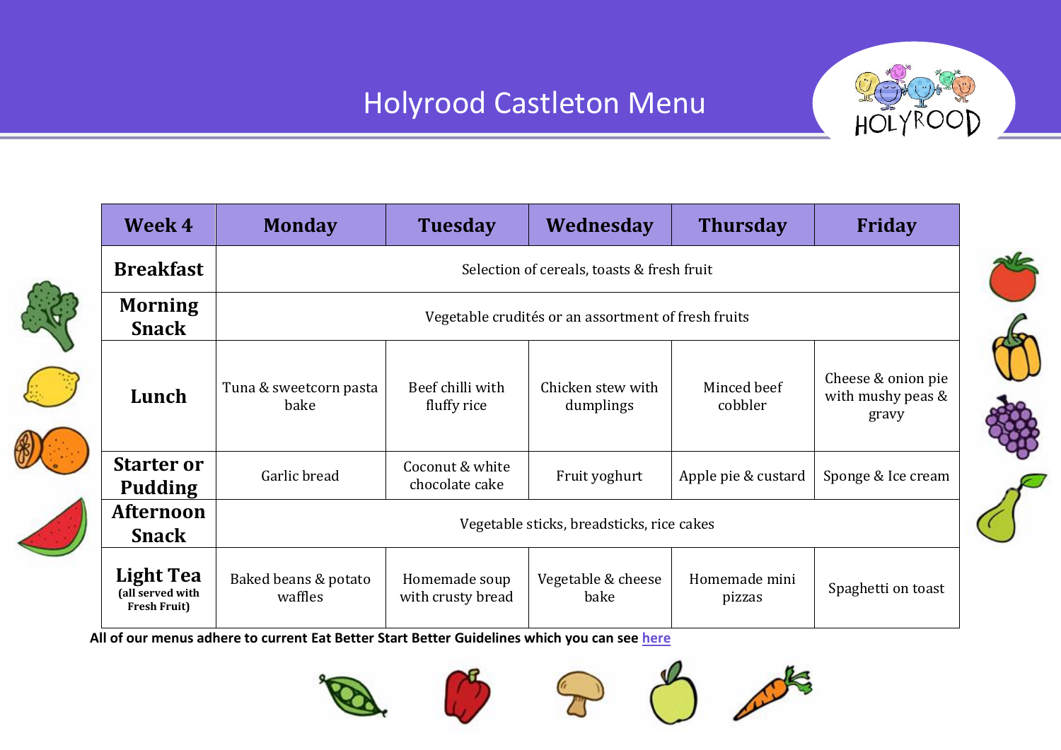# Holyrood Castleton Menu

| Week 4 | Monday | Tuesday | Wednesday | Thursday | Friday |
|---|---|---|---|---|---|
| **Breakfast** | Selection of cereals, toasts & fresh fruit | | | | |
| **Morning Snack** | Vegetable crudités or an assortment of fresh fruits | | | | |
| **Lunch** | Tuna & sweetcorn pasta bake | Beef chilli with fluffy rice | Chicken stew with dumplings | Minced beef cobbler | Cheese & onion pie with mushy peas & gravy |
| **Starter or Pudding** | Garlic bread | Coconut & white chocolate cake | Fruit yoghurt | Apple pie & custard | Sponge & Ice cream |
| **Afternoon Snack** | Vegetable sticks, breadsticks, rice cakes | | | | |
| **Light Tea** (all served with Fresh Fruit) | Baked beans & potato waffles | Homemade soup with crusty bread | Vegetable & cheese bake | Homemade mini pizzas | Spaghetti on toast |

**All of our menus adhere to current Eat Better Start Better Guidelines which you can see here**